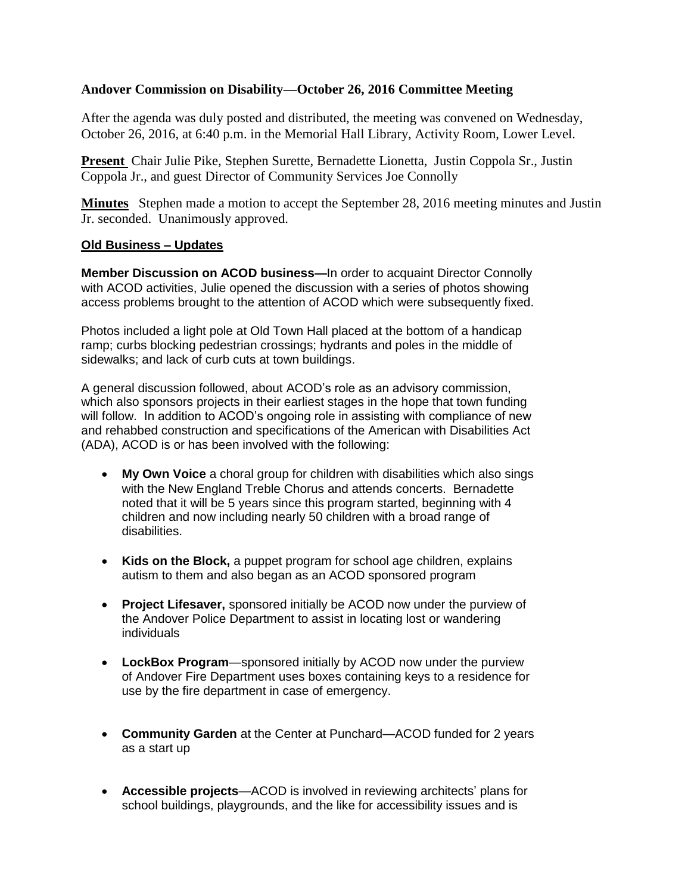## Andover Commission on Disability—October 26, 2016 Committee Meeting

After the agenda was duly posted and distributed, the meeting was convened on Wednesday, October 26, 2016, at 6:40 p.m. in the Memorial Hall Library, Activity Room, Lower Level.

**Present** Chair Julie Pike, Stephen Surette, Bernadette Lionetta, Justin Coppola Sr., Justin Coppola Jr., and guest Director of Community Services Joe Connolly

**Minutes** Stephen made a motion to accept the September 28, 2016 meeting minutes and Justin Jr. seconded. Unanimously approved.

### Old Business – Updates

**Member Discussion on ACOD business—**In order to acquaint Director Connolly with ACOD activities, Julie opened the discussion with a series of photos showing access problems brought to the attention of ACOD which were subsequently fixed.

Photos included a light pole at Old Town Hall placed at the bottom of a handicap ramp; curbs blocking pedestrian crossings; hydrants and poles in the middle of sidewalks; and lack of curb cuts at town buildings.

A general discussion followed, about ACOD's role as an advisory commission, which also sponsors projects in their earliest stages in the hope that town funding will follow. In addition to ACOD's ongoing role in assisting with compliance of new and rehabbed construction and specifications of the American with Disabilities Act (ADA), ACOD is or has been involved with the following:

- **My Own Voice** a choral group for children with disabilities which also sings with the New England Treble Chorus and attends concerts. Bernadette noted that it will be 5 years since this program started, beginning with 4 children and now including nearly 50 children with a broad range of disabilities.
- **Kids on the Block,** a puppet program for school age children, explains autism to them and also began as an ACOD sponsored program
- **Project Lifesaver,** sponsored initially be ACOD now under the purview of the Andover Police Department to assist in locating lost or wandering individuals
- **LockBox Program**—sponsored initially by ACOD now under the purview of Andover Fire Department uses boxes containing keys to a residence for use by the fire department in case of emergency.
- **Community Garden** at the Center at Punchard—ACOD funded for 2 years as a start up
- **Accessible projects**—ACOD is involved in reviewing architects' plans for school buildings, playgrounds, and the like for accessibility issues and is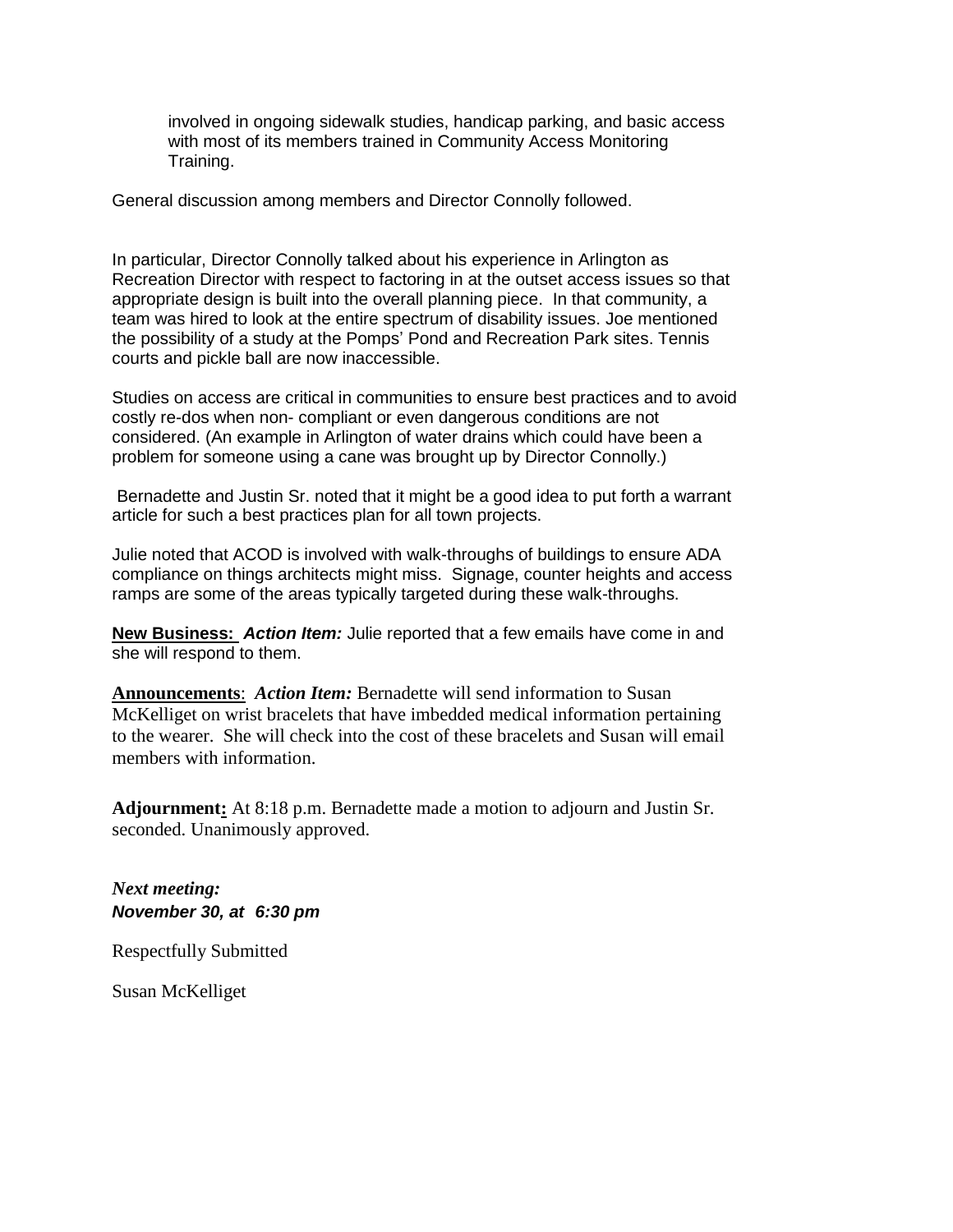involved in ongoing sidewalk studies, handicap parking, and basic access with most of its members trained in Community Access Monitoring Training.

General discussion among members and Director Connolly followed.

In particular, Director Connolly talked about his experience in Arlington as Recreation Director with respect to factoring in at the outset access issues so that appropriate design is built into the overall planning piece. In that community, a team was hired to look at the entire spectrum of disability issues. Joe mentioned the possibility of a study at the Pomps' Pond and Recreation Park sites. Tennis courts and pickle ball are now inaccessible.

Studies on access are critical in communities to ensure best practices and to avoid costly re-dos when non- compliant or even dangerous conditions are not considered. (An example in Arlington of water drains which could have been a problem for someone using a cane was brought up by Director Connolly.)

Bernadette and Justin Sr. noted that it might be a good idea to put forth a warrant article for such a best practices plan for all town projects.

Julie noted that ACOD is involved with walk-throughs of buildings to ensure ADA compliance on things architects might miss. Signage, counter heights and access ramps are some of the areas typically targeted during these walk-throughs.

**New Business:** ***Action Item:*** Julie reported that a few emails have come in and she will respond to them.

**Announcements**: ***Action Item:*** Bernadette will send information to Susan McKelliget on wrist bracelets that have imbedded medical information pertaining to the wearer. She will check into the cost of these bracelets and Susan will email members with information.

**Adjournment:** At 8:18 p.m. Bernadette made a motion to adjourn and Justin Sr. seconded. Unanimously approved.

***Next meeting:***
***November 30, at 6:30 pm***

Respectfully Submitted

Susan McKelliget